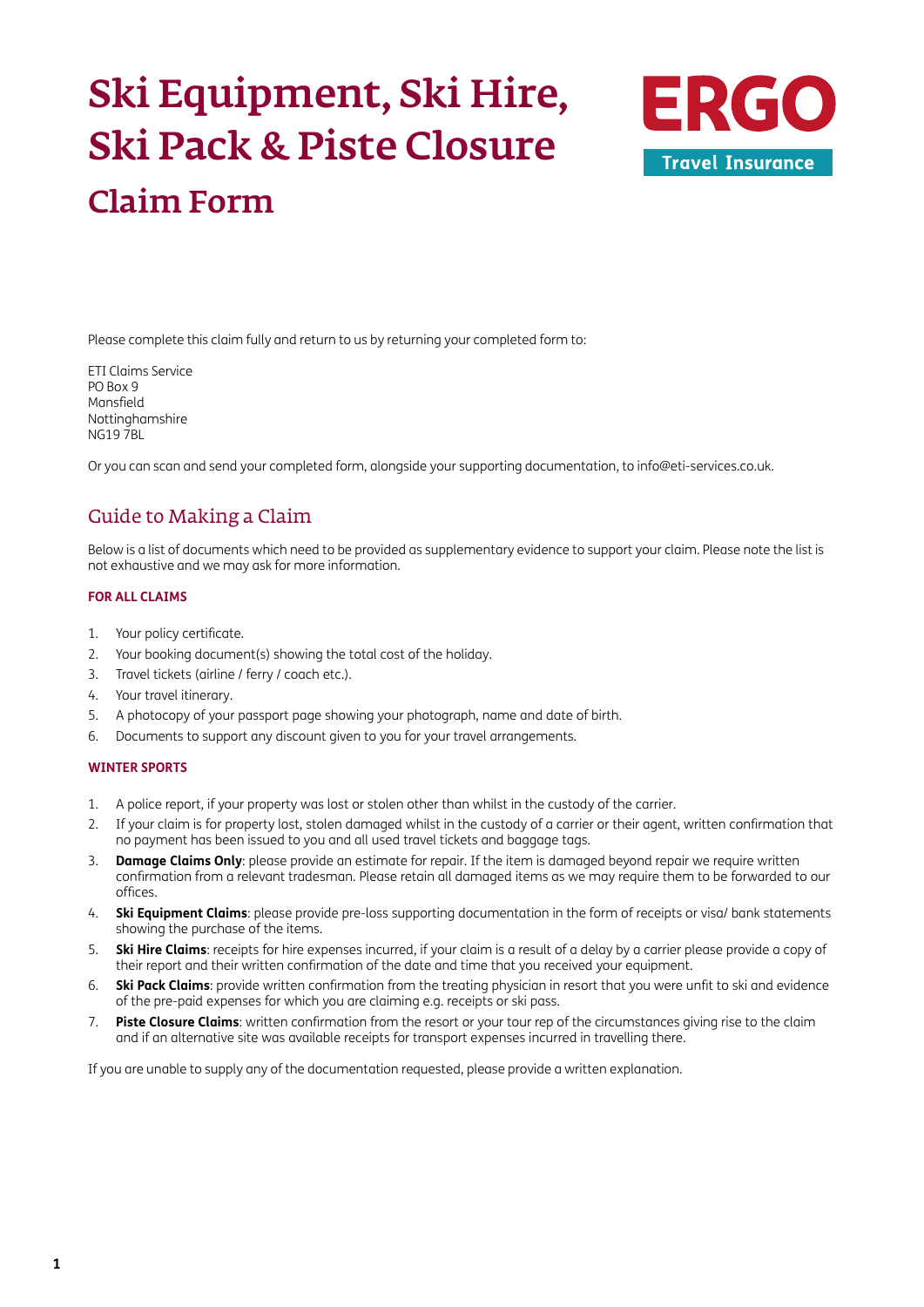# Ski Equipment, Ski Hire, Ski Pack & Piste Closure

## Claim Form

ERGO Travel Insurance

Please complete this claim fully and return to us by returning your completed form to:

ETI Claims Service
PO Box 9
Mansfield
Nottinghamshire
NG19 7BL

Or you can scan and send your completed form, alongside your supporting documentation, to info@eti-services.co.uk.

## Guide to Making a Claim

Below is a list of documents which need to be provided as supplementary evidence to support your claim. Please note the list is not exhaustive and we may ask for more information.

### FOR ALL CLAIMS

1. Your policy certificate.
2. Your booking document(s) showing the total cost of the holiday.
3. Travel tickets (airline / ferry / coach etc.).
4. Your travel itinerary.
5. A photocopy of your passport page showing your photograph, name and date of birth.
6. Documents to support any discount given to you for your travel arrangements.

### WINTER SPORTS

1. A police report, if your property was lost or stolen other than whilst in the custody of the carrier.
2. If your claim is for property lost, stolen damaged whilst in the custody of a carrier or their agent, written confirmation that no payment has been issued to you and all used travel tickets and baggage tags.
3. **Damage Claims Only**: please provide an estimate for repair. If the item is damaged beyond repair we require written confirmation from a relevant tradesman. Please retain all damaged items as we may require them to be forwarded to our offices.
4. **Ski Equipment Claims**: please provide pre-loss supporting documentation in the form of receipts or visa/ bank statements showing the purchase of the items.
5. **Ski Hire Claims**: receipts for hire expenses incurred, if your claim is a result of a delay by a carrier please provide a copy of their report and their written confirmation of the date and time that you received your equipment.
6. **Ski Pack Claims**: provide written confirmation from the treating physician in resort that you were unfit to ski and evidence of the pre-paid expenses for which you are claiming e.g. receipts or ski pass.
7. **Piste Closure Claims**: written confirmation from the resort or your tour rep of the circumstances giving rise to the claim and if an alternative site was available receipts for transport expenses incurred in travelling there.

If you are unable to supply any of the documentation requested, please provide a written explanation.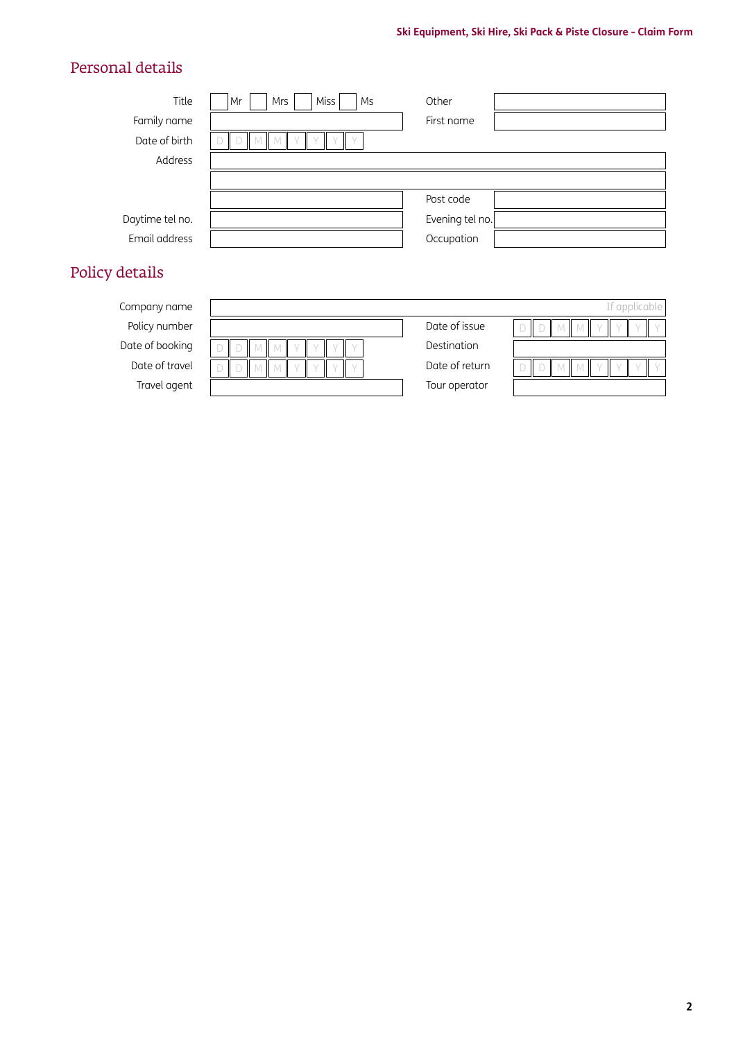## Personal details

| | | | |
|---|---|---|---|
| Title | ☐ Mr ☐ Mrs ☐ Miss ☐ Ms | Other | |
| Family name | | First name | |
| Date of birth | D D M M Y Y Y Y | | |
| Address | | | |
| | | | |
| | | Post code | |
| Daytime tel no. | | Evening tel no. | |
| Email address | | Occupation | |

## Policy details

| | | | |
|---|---|---|---|
| Company name | If applicable | | |
| Policy number | | Date of issue | D D M M Y Y Y Y |
| Date of booking | D D M M Y Y Y Y | Destination | |
| Date of travel | D D M M Y Y Y Y | Date of return | D D M M Y Y Y Y |
| Travel agent | | Tour operator | |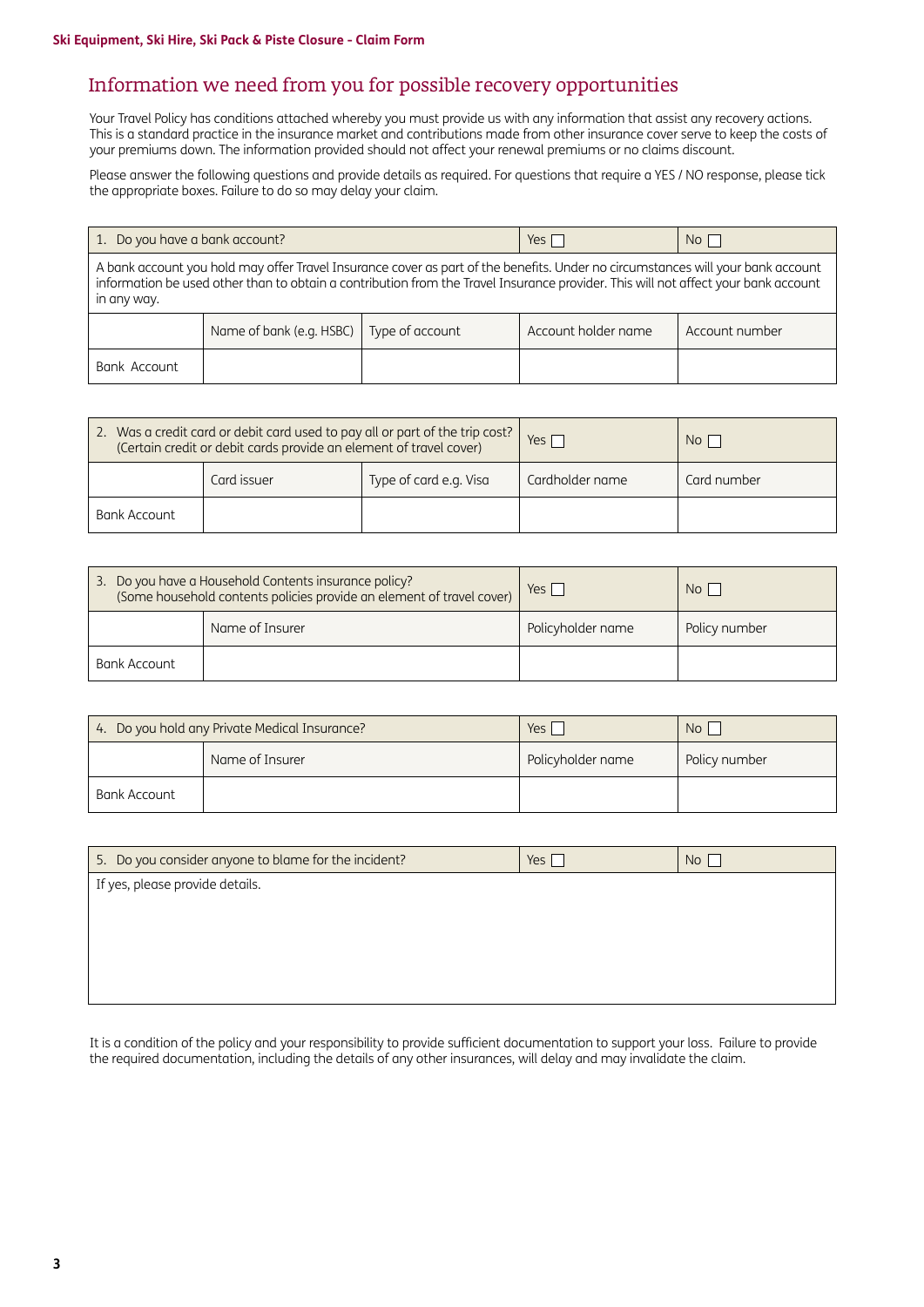**Ski Equipment, Ski Hire, Ski Pack & Piste Closure - Claim Form**

## Information we need from you for possible recovery opportunities

Your Travel Policy has conditions attached whereby you must provide us with any information that assist any recovery actions. This is a standard practice in the insurance market and contributions made from other insurance cover serve to keep the costs of your premiums down. The information provided should not affect your renewal premiums or no claims discount.

Please answer the following questions and provide details as required. For questions that require a YES / NO response, please tick the appropriate boxes. Failure to do so may delay your claim.

| 1. Do you have a bank account? | | | Yes ☐ | No ☐ |
|---|---|---|---|---|
| A bank account you hold may offer Travel Insurance cover as part of the benefits. Under no circumstances will your bank account information be used other than to obtain a contribution from the Travel Insurance provider. This will not affect your bank account in any way. | | | | |
| | Name of bank (e.g. HSBC) | Type of account | Account holder name | Account number |
| Bank Account | | | | |

| 2. Was a credit card or debit card used to pay all or part of the trip cost? (Certain credit or debit cards provide an element of travel cover) | | | Yes ☐ | No ☐ |
|---|---|---|---|---|
| | Card issuer | Type of card e.g. Visa | Cardholder name | Card number |
| Bank Account | | | | |

| 3. Do you have a Household Contents insurance policy? (Some household contents policies provide an element of travel cover) | | Yes ☐ | No ☐ |
|---|---|---|---|
| | Name of Insurer | Policyholder name | Policy number |
| Bank Account | | | |

| 4. Do you hold any Private Medical Insurance? | | Yes ☐ | No ☐ |
|---|---|---|---|
| | Name of Insurer | Policyholder name | Policy number |
| Bank Account | | | |

| 5. Do you consider anyone to blame for the incident? | Yes ☐ | No ☐ |
|---|---|---|
| If yes, please provide details. | | |

It is a condition of the policy and your responsibility to provide sufficient documentation to support your loss. Failure to provide the required documentation, including the details of any other insurances, will delay and may invalidate the claim.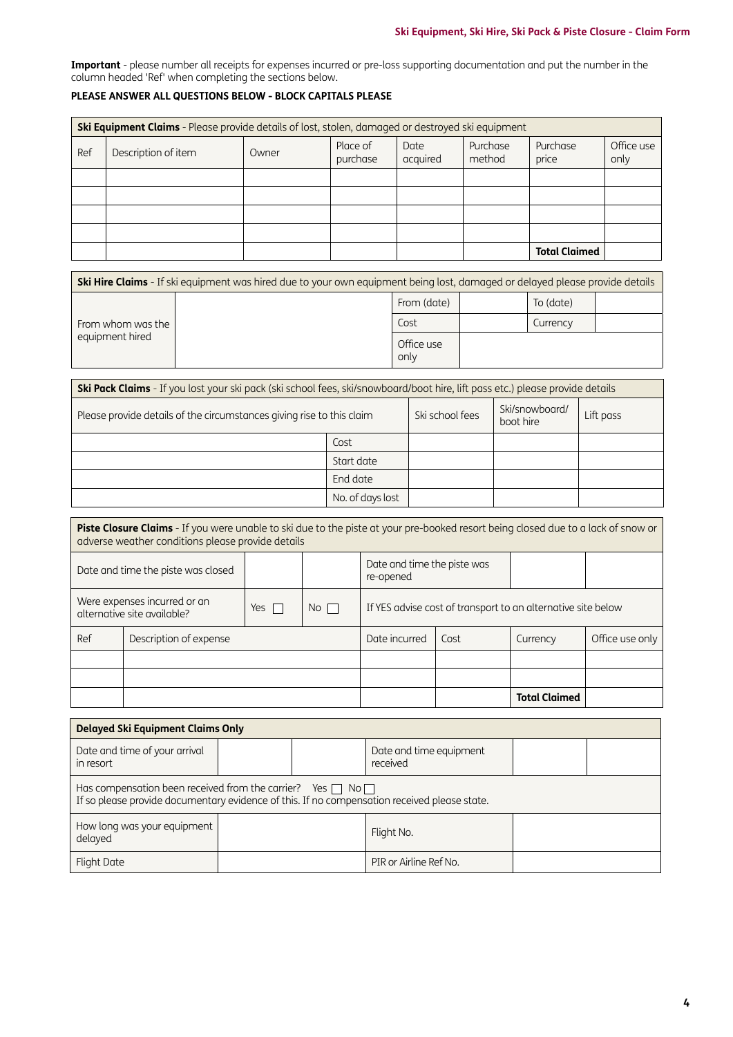**Important** - please number all receipts for expenses incurred or pre-loss supporting documentation and put the number in the column headed 'Ref' when completing the sections below.

**PLEASE ANSWER ALL QUESTIONS BELOW - BLOCK CAPITALS PLEASE**

| **Ski Equipment Claims** - Please provide details of lost, stolen, damaged or destroyed ski equipment | | | | | | | |
|---|---|---|---|---|---|---|---|
| Ref | Description of item | Owner | Place of purchase | Date acquired | Purchase method | Purchase price | Office use only |
| | | | | | | | |
| | | | | | | | |
| | | | | | | | |
| | | | | | | | |
| | | | | | | **Total Claimed** | |

| **Ski Hire Claims** - If ski equipment was hired due to your own equipment being lost, damaged or delayed please provide details | | | | | |
|---|---|---|---|---|---|
| From whom was the equipment hired | | From (date) | | To (date) | |
| | | Cost | | Currency | |
| | | Office use only | | | |

| **Ski Pack Claims** - If you lost your ski pack (ski school fees, ski/snowboard/boot hire, lift pass etc.) please provide details | | | | |
|---|---|---|---|---|
| Please provide details of the circumstances giving rise to this claim | | Ski school fees | Ski/snowboard/ boot hire | Lift pass |
| | Cost | | | |
| | Start date | | | |
| | End date | | | |
| | No. of days lost | | | |

| **Piste Closure Claims** - If you were unable to ski due to the piste at your pre-booked resort being closed due to a lack of snow or adverse weather conditions please provide details | | | | | |
|---|---|---|---|---|---|
| Date and time the piste was closed | | | Date and time the piste was re-opened | | |
| Were expenses incurred or an alternative site available? | Yes ☐ | No ☐ | If YES advise cost of transport to an alternative site below | | |
| Ref | Description of expense | Date incurred | Cost | Currency | Office use only |
| | | | | | |
| | | | | | |
| | | | | **Total Claimed** | |

| **Delayed Ski Equipment Claims Only** | | | | | |
|---|---|---|---|---|---|
| Date and time of your arrival in resort | | | Date and time equipment received | | |
| Has compensation been received from the carrier? Yes ☐ No ☐<br>If so please provide documentary evidence of this. If no compensation received please state. | | | | | |
| How long was your equipment delayed | | | Flight No. | | |
| Flight Date | | | PIR or Airline Ref No. | | |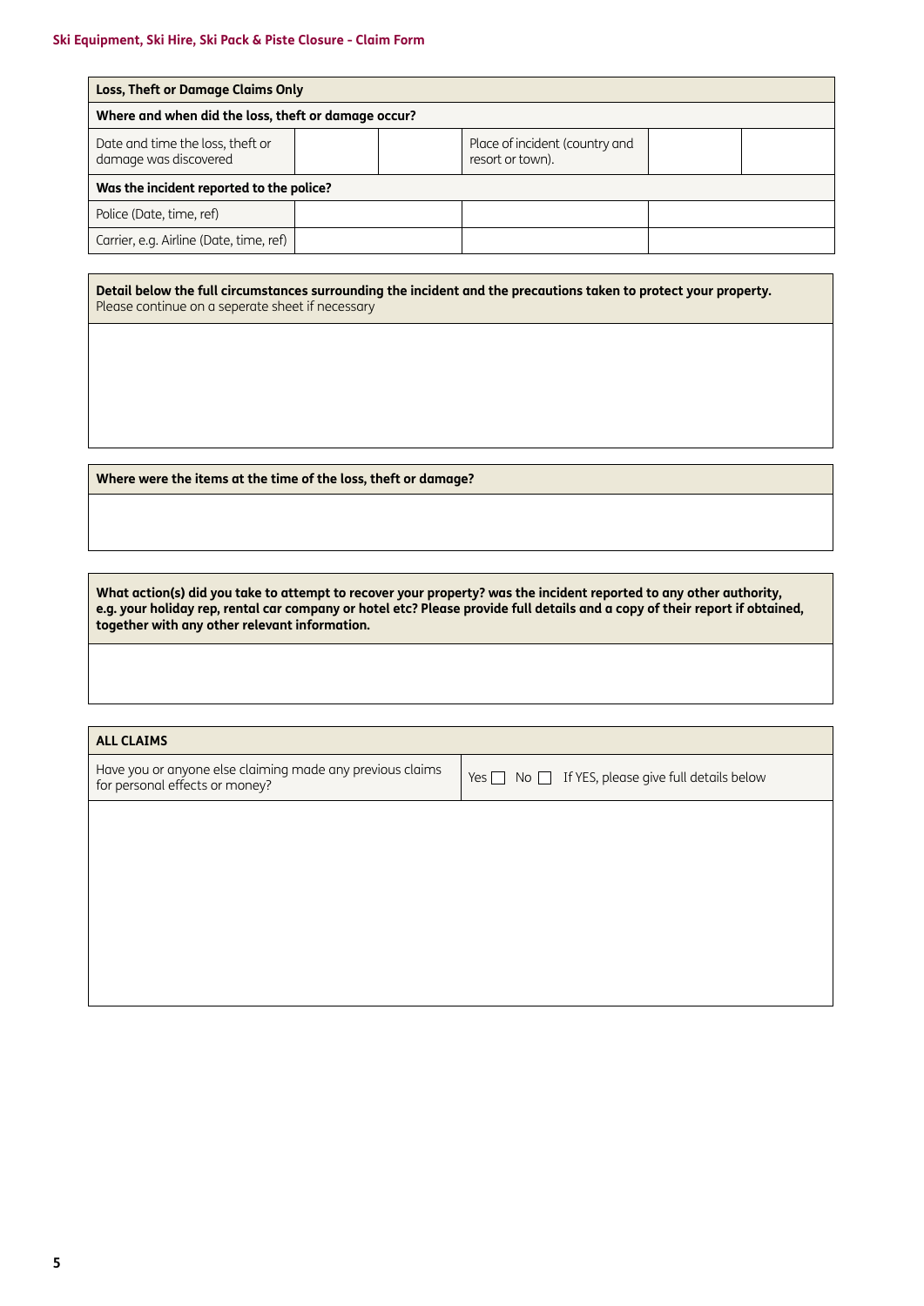**Ski Equipment, Ski Hire, Ski Pack & Piste Closure - Claim Form**

| **Loss, Theft or Damage Claims Only** | | | | | |
|---|---|---|---|---|---|
| **Where and when did the loss, theft or damage occur?** | | | | | |
| Date and time the loss, theft or damage was discovered | | | Place of incident (country and resort or town). | | |
| **Was the incident reported to the police?** | | | | | |
| Police (Date, time, ref) | | | | | |
| Carrier, e.g. Airline (Date, time, ref) | | | | | |

**Detail below the full circumstances surrounding the incident and the precautions taken to protect your property.**
Please continue on a seperate sheet if necessary

**Where were the items at the time of the loss, theft or damage?**

**What action(s) did you take to attempt to recover your property? was the incident reported to any other authority, e.g. your holiday rep, rental car company or hotel etc? Please provide full details and a copy of their report if obtained, together with any other relevant information.**

| **ALL CLAIMS** | |
|---|---|
| Have you or anyone else claiming made any previous claims for personal effects or money? | Yes ☐ No ☐ If YES, please give full details below |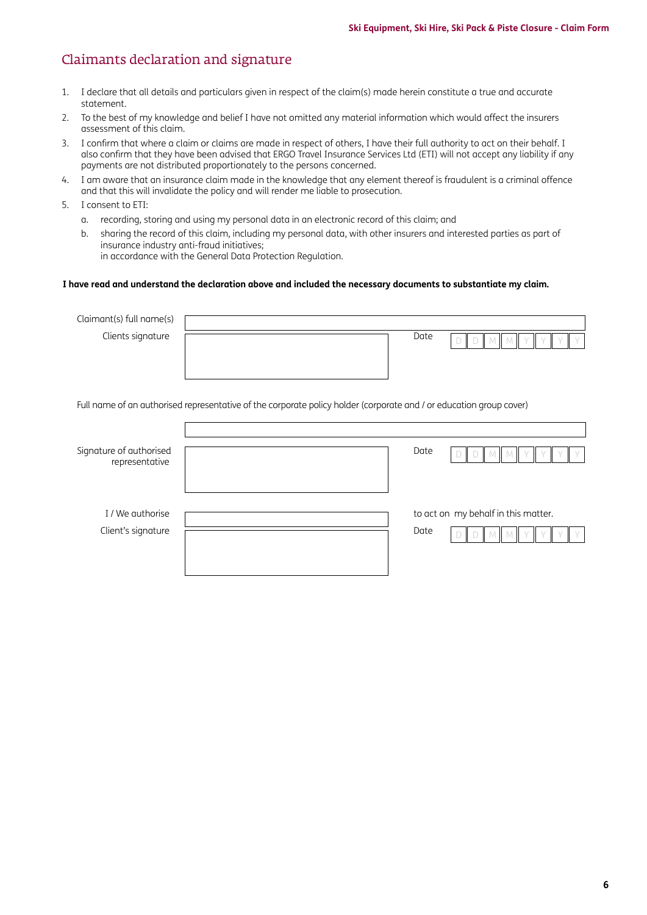## Claimants declaration and signature

1. I declare that all details and particulars given in respect of the claim(s) made herein constitute a true and accurate statement.
2. To the best of my knowledge and belief I have not omitted any material information which would affect the insurers assessment of this claim.
3. I confirm that where a claim or claims are made in respect of others, I have their full authority to act on their behalf. I also confirm that they have been advised that ERGO Travel Insurance Services Ltd (ETI) will not accept any liability if any payments are not distributed proportionately to the persons concerned.
4. I am aware that an insurance claim made in the knowledge that any element thereof is fraudulent is a criminal offence and that this will invalidate the policy and will render me liable to prosecution.
5. I consent to ETI:
   a. recording, storing and using my personal data in an electronic record of this claim; and
   b. sharing the record of this claim, including my personal data, with other insurers and interested parties as part of insurance industry anti-fraud initiatives;
   in accordance with the General Data Protection Regulation.

**I have read and understand the declaration above and included the necessary documents to substantiate my claim.**

Claimant(s) full name(s)

Clients signature

Date D D M M Y Y Y Y

Full name of an authorised representative of the corporate policy holder (corporate and / or education group cover)

Signature of authorised representative

Date D D M M Y Y Y Y

I / We authorise ______ to act on my behalf in this matter.

Client's signature

Date D D M M Y Y Y Y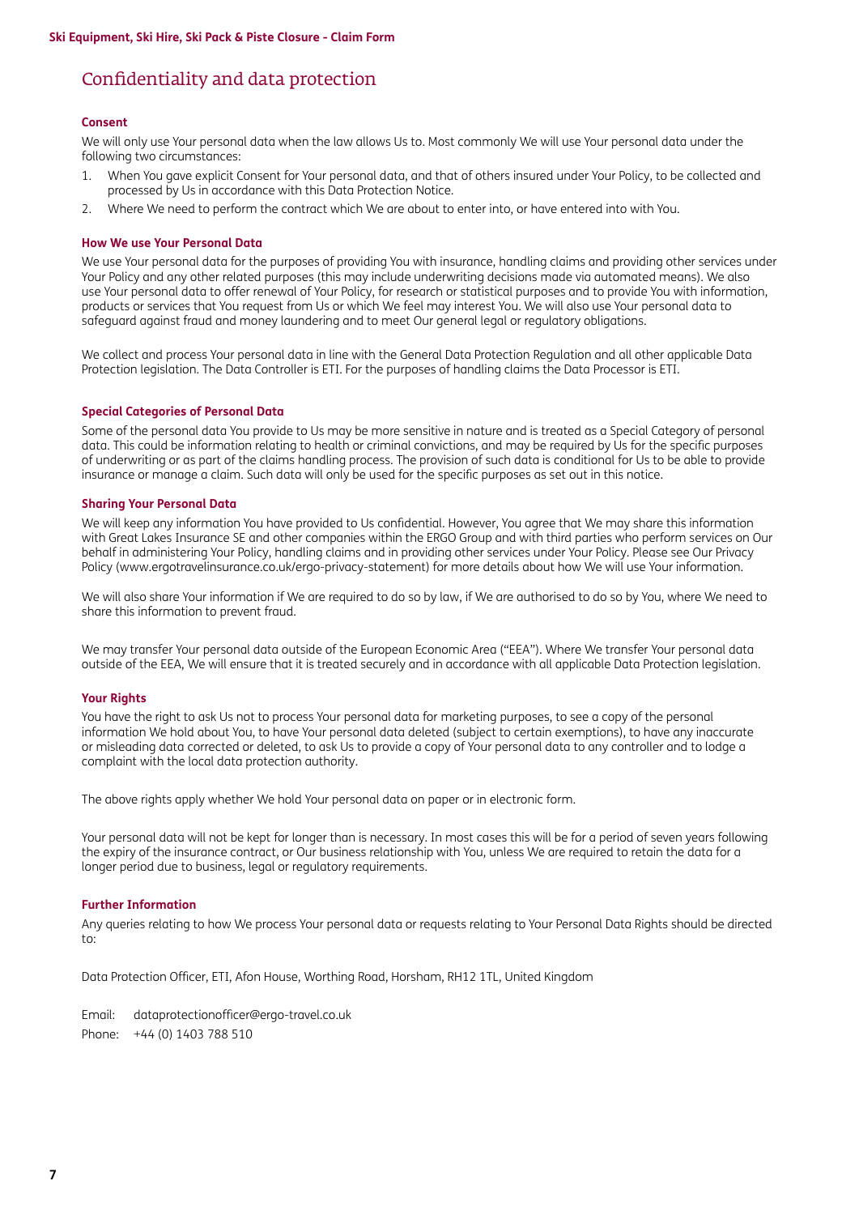# Confidentiality and data protection

### Consent

We will only use Your personal data when the law allows Us to. Most commonly We will use Your personal data under the following two circumstances:

1. When You gave explicit Consent for Your personal data, and that of others insured under Your Policy, to be collected and processed by Us in accordance with this Data Protection Notice.
2. Where We need to perform the contract which We are about to enter into, or have entered into with You.

### How We use Your Personal Data

We use Your personal data for the purposes of providing You with insurance, handling claims and providing other services under Your Policy and any other related purposes (this may include underwriting decisions made via automated means). We also use Your personal data to offer renewal of Your Policy, for research or statistical purposes and to provide You with information, products or services that You request from Us or which We feel may interest You. We will also use Your personal data to safeguard against fraud and money laundering and to meet Our general legal or regulatory obligations.

We collect and process Your personal data in line with the General Data Protection Regulation and all other applicable Data Protection legislation. The Data Controller is ETI. For the purposes of handling claims the Data Processor is ETI.

### Special Categories of Personal Data

Some of the personal data You provide to Us may be more sensitive in nature and is treated as a Special Category of personal data. This could be information relating to health or criminal convictions, and may be required by Us for the specific purposes of underwriting or as part of the claims handling process. The provision of such data is conditional for Us to be able to provide insurance or manage a claim. Such data will only be used for the specific purposes as set out in this notice.

### Sharing Your Personal Data

We will keep any information You have provided to Us confidential. However, You agree that We may share this information with Great Lakes Insurance SE and other companies within the ERGO Group and with third parties who perform services on Our behalf in administering Your Policy, handling claims and in providing other services under Your Policy. Please see Our Privacy Policy (www.ergotravelinsurance.co.uk/ergo-privacy-statement) for more details about how We will use Your information.

We will also share Your information if We are required to do so by law, if We are authorised to do so by You, where We need to share this information to prevent fraud.

We may transfer Your personal data outside of the European Economic Area ("EEA"). Where We transfer Your personal data outside of the EEA, We will ensure that it is treated securely and in accordance with all applicable Data Protection legislation.

### Your Rights

You have the right to ask Us not to process Your personal data for marketing purposes, to see a copy of the personal information We hold about You, to have Your personal data deleted (subject to certain exemptions), to have any inaccurate or misleading data corrected or deleted, to ask Us to provide a copy of Your personal data to any controller and to lodge a complaint with the local data protection authority.

The above rights apply whether We hold Your personal data on paper or in electronic form.

Your personal data will not be kept for longer than is necessary. In most cases this will be for a period of seven years following the expiry of the insurance contract, or Our business relationship with You, unless We are required to retain the data for a longer period due to business, legal or regulatory requirements.

### Further Information

Any queries relating to how We process Your personal data or requests relating to Your Personal Data Rights should be directed to:

Data Protection Officer, ETI, Afon House, Worthing Road, Horsham, RH12 1TL, United Kingdom

Email: dataprotectionofficer@ergo-travel.co.uk
Phone: +44 (0) 1403 788 510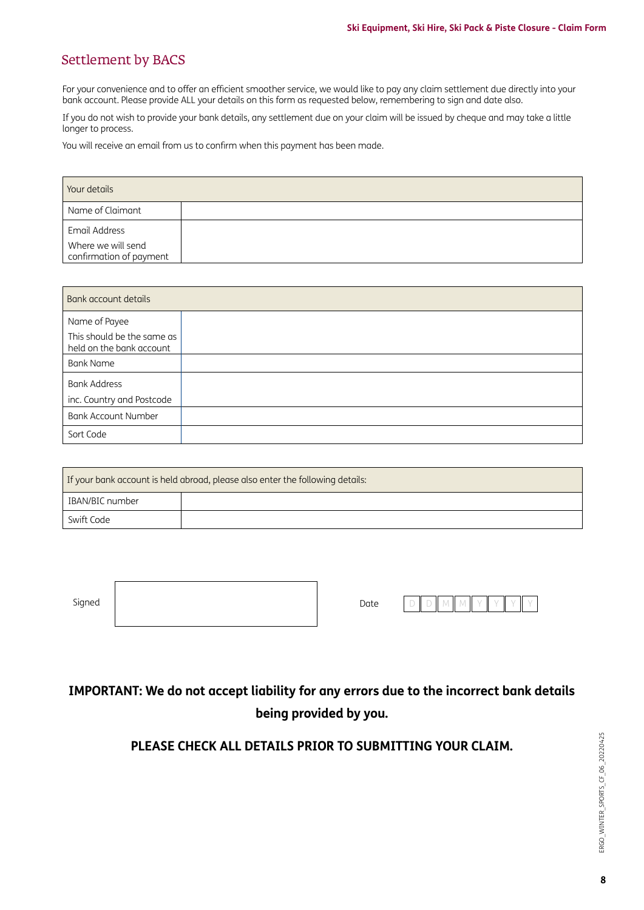## Settlement by BACS

For your convenience and to offer an efficient smoother service, we would like to pay any claim settlement due directly into your bank account. Please provide ALL your details on this form as requested below, remembering to sign and date also.

If you do not wish to provide your bank details, any settlement due on your claim will be issued by cheque and may take a little longer to process.

You will receive an email from us to confirm when this payment has been made.

| Your details | |
|---|---|
| Name of Claimant | |
| Email Address<br>Where we will send confirmation of payment | |

| Bank account details | |
|---|---|
| Name of Payee<br>This should be the same as held on the bank account | |
| Bank Name | |
| Bank Address<br>inc. Country and Postcode | |
| Bank Account Number | |
| Sort Code | |

| If your bank account is held abroad, please also enter the following details: | |
|---|---|
| IBAN/BIC number | |
| Swift Code | |

Signed

Date D D M M Y Y Y Y

**IMPORTANT: We do not accept liability for any errors due to the incorrect bank details being provided by you.**

**PLEASE CHECK ALL DETAILS PRIOR TO SUBMITTING YOUR CLAIM.**

ERGO_WINTER_SPORTS_CF_06_20220425